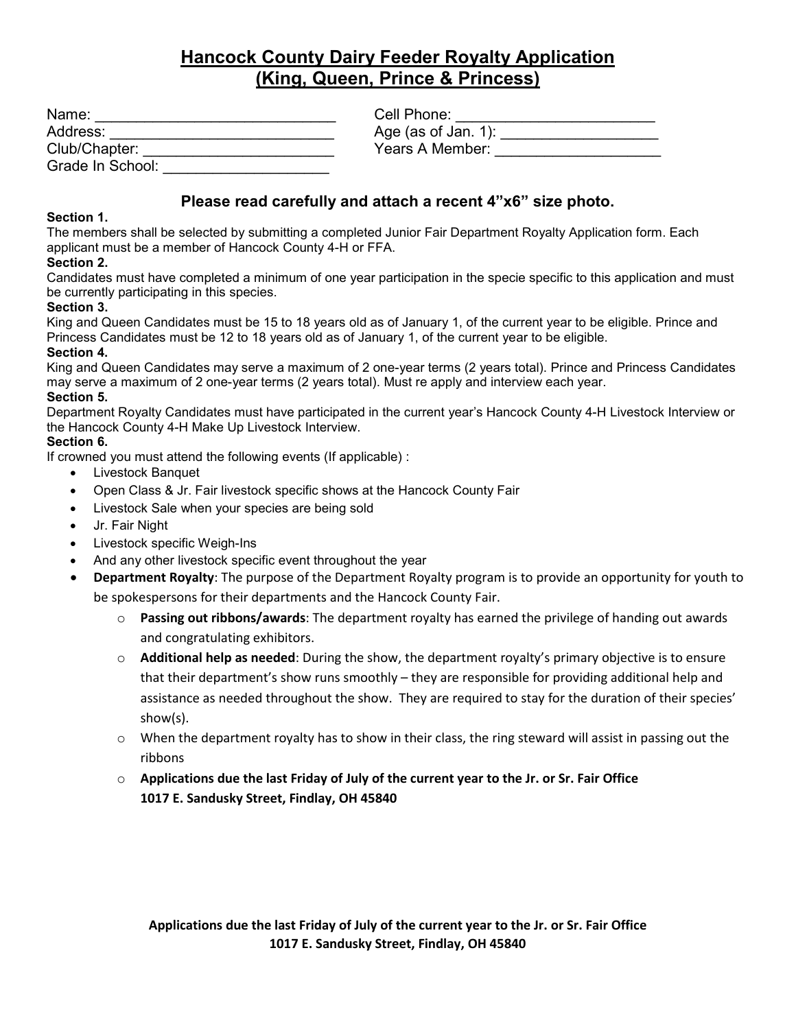# Hancock County Dairy Feeder Royalty Application (King, Queen, Prince & Princess)

Name: ____________________________ Cell Phone: ________________________

Address: ___________________________ Age (as of Jan. 1): __________________

Club/Chapter: _______________________ Years A Member: ___________________

Grade In School: ____________________

### Please read carefully and attach a recent 4"x6" size photo.

**Section 1.**
The members shall be selected by submitting a completed Junior Fair Department Royalty Application form. Each applicant must be a member of Hancock County 4-H or FFA.

**Section 2.**
Candidates must have completed a minimum of one year participation in the specie specific to this application and must be currently participating in this species.

**Section 3.**
King and Queen Candidates must be 15 to 18 years old as of January 1, of the current year to be eligible. Prince and Princess Candidates must be 12 to 18 years old as of January 1, of the current year to be eligible.

**Section 4.**
King and Queen Candidates may serve a maximum of 2 one-year terms (2 years total). Prince and Princess Candidates may serve a maximum of 2 one-year terms (2 years total). Must re apply and interview each year.

**Section 5.**
Department Royalty Candidates must have participated in the current year's Hancock County 4-H Livestock Interview or the Hancock County 4-H Make Up Livestock Interview.

**Section 6.**
If crowned you must attend the following events (If applicable) :

- Livestock Banquet
- Open Class & Jr. Fair livestock specific shows at the Hancock County Fair
- Livestock Sale when your species are being sold
- Jr. Fair Night
- Livestock specific Weigh-Ins
- And any other livestock specific event throughout the year
- **Department Royalty**: The purpose of the Department Royalty program is to provide an opportunity for youth to be spokespersons for their departments and the Hancock County Fair.
  - **Passing out ribbons/awards**: The department royalty has earned the privilege of handing out awards and congratulating exhibitors.
  - **Additional help as needed**: During the show, the department royalty's primary objective is to ensure that their department's show runs smoothly – they are responsible for providing additional help and assistance as needed throughout the show. They are required to stay for the duration of their species' show(s).
  - When the department royalty has to show in their class, the ring steward will assist in passing out the ribbons
  - **Applications due the last Friday of July of the current year to the Jr. or Sr. Fair Office 1017 E. Sandusky Street, Findlay, OH 45840**

**Applications due the last Friday of July of the current year to the Jr. or Sr. Fair Office 1017 E. Sandusky Street, Findlay, OH 45840**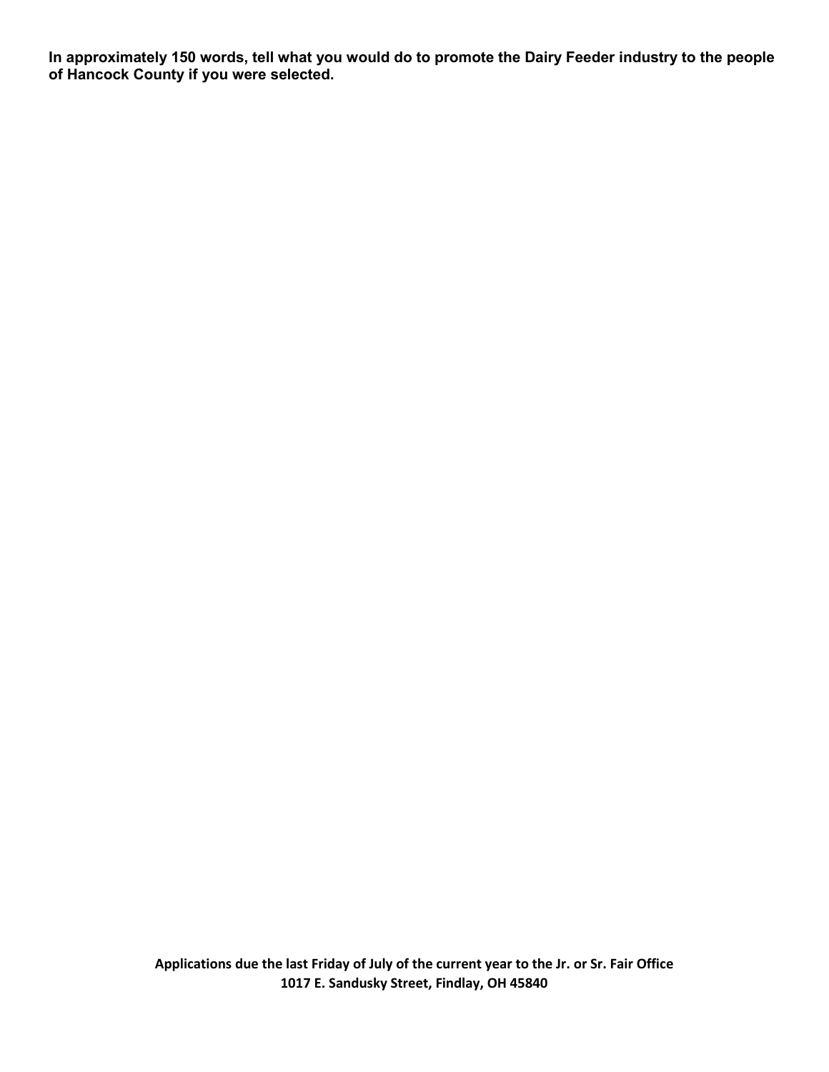**In approximately 150 words, tell what you would do to promote the Dairy Feeder industry to the people of Hancock County if you were selected.**

**Applications due the last Friday of July of the current year to the Jr. or Sr. Fair Office**
**1017 E. Sandusky Street, Findlay, OH 45840**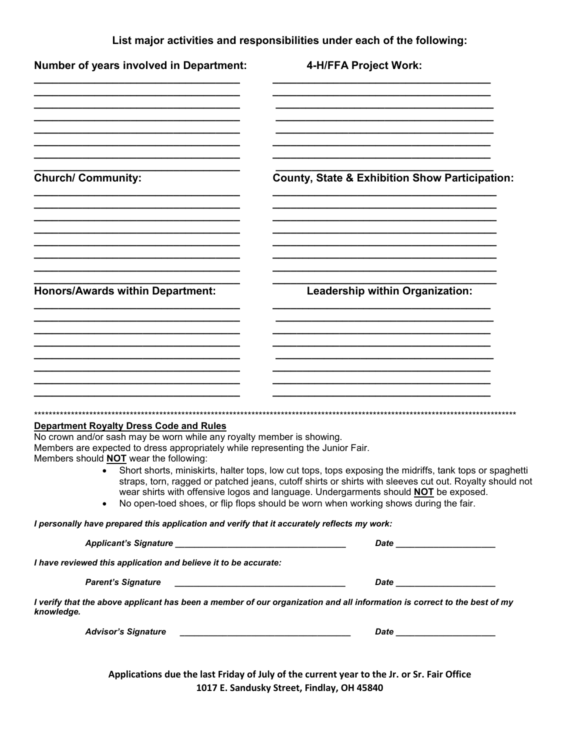**List major activities and responsibilities under each of the following:**

**Number of years involved in Department:**

________________________________________
________________________________________
________________________________________
________________________________________
________________________________________
________________________________________
________________________________________
________________________________________

**4-H/FFA Project Work:**

________________________________________
________________________________________
________________________________________
________________________________________
________________________________________
________________________________________
________________________________________
________________________________________

**Church/ Community:**

________________________________________
________________________________________
________________________________________
________________________________________
________________________________________
________________________________________
________________________________________
________________________________________

**County, State & Exhibition Show Participation:**

________________________________________
________________________________________
________________________________________
________________________________________
________________________________________
________________________________________
________________________________________
________________________________________

**Honors/Awards within Department:**

________________________________________
________________________________________
________________________________________
________________________________________
________________________________________
________________________________________
________________________________________
________________________________________

**Leadership within Organization:**

________________________________________
________________________________________
________________________________________
________________________________________
________________________________________
________________________________________
________________________________________
________________________________________

***************************************************************************************************************************************

**Department Royalty Dress Code and Rules**

No crown and/or sash may be worn while any royalty member is showing.
Members are expected to dress appropriately while representing the Junior Fair.
Members should **NOT** wear the following:

- Short shorts, miniskirts, halter tops, low cut tops, tops exposing the midriffs, tank tops or spaghetti straps, torn, ragged or patched jeans, cutoff shirts or shirts with sleeves cut out. Royalty should not wear shirts with offensive logos and language. Undergarments should **NOT** be exposed.
- No open-toed shoes, or flip flops should be worn when working shows during the fair.

***I personally have prepared this application and verify that it accurately reflects my work:***

***Applicant's Signature*** ___________________________________ ***Date*** ____________________

***I have reviewed this application and believe it to be accurate:***

***Parent's Signature*** ___________________________________ ***Date*** ____________________

***I verify that the above applicant has been a member of our organization and all information is correct to the best of my knowledge.***

***Advisor's Signature*** ___________________________________ ***Date*** ____________________

**Applications due the last Friday of July of the current year to the Jr. or Sr. Fair Office**
**1017 E. Sandusky Street, Findlay, OH 45840**